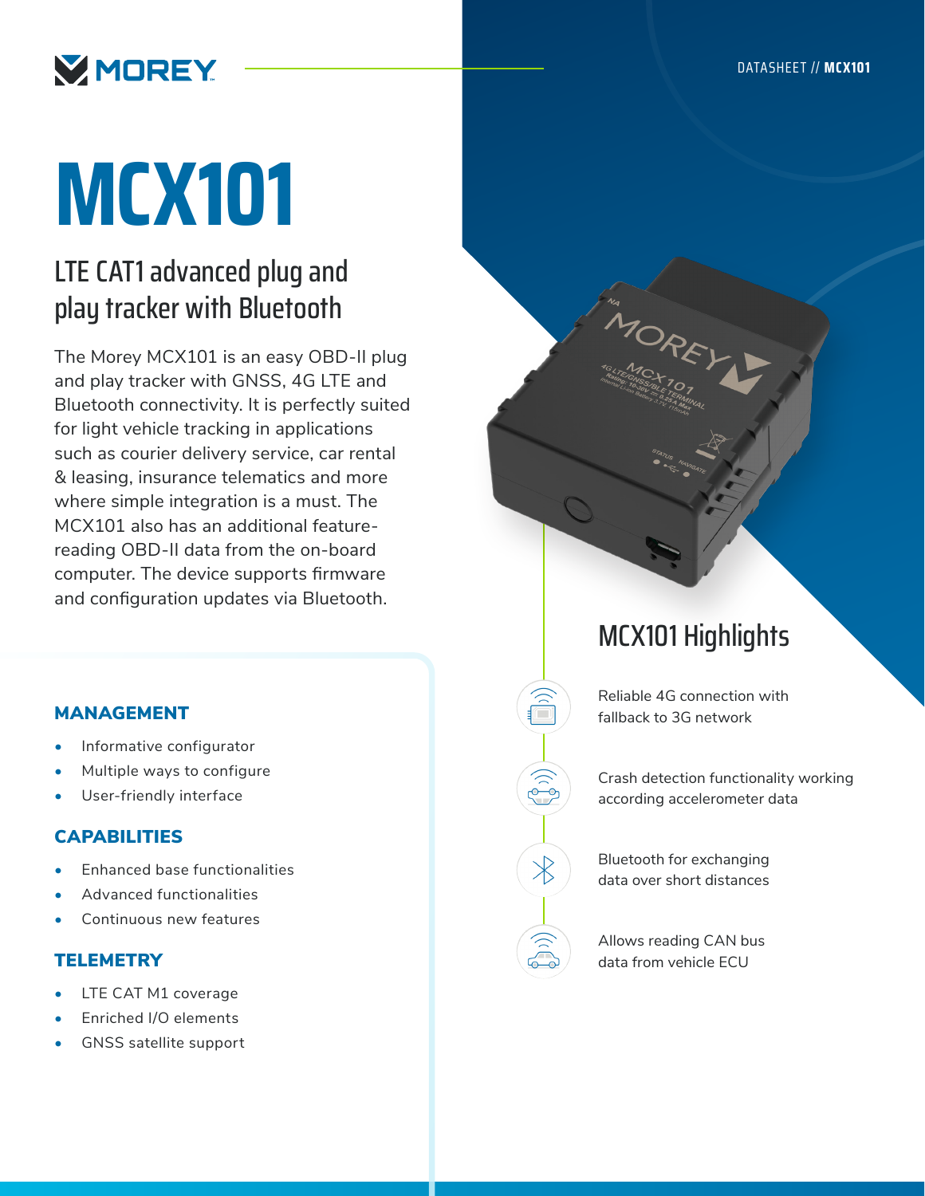# MCX101

## LTE CAT1 advanced plug and play tracker with Bluetooth

The Morey MCX101 is an easy OBD-II plug and play tracker with GNSS, 4G LTE and Bluetooth connectivity. It is perfectly suited for light vehicle tracking in applications such as courier delivery service, car rental & leasing, insurance telematics and more where simple integration is a must. The MCX101 also has an additional feature-reading OBD-II data from the on-board computer. The device supports firmware and configuration updates via Bluetooth.

### MANAGEMENT

- Informative configurator
- Multiple ways to configure
- User-friendly interface

### CAPABILITIES

- Enhanced base functionalities
- Advanced functionalities
- Continuous new features

### TELEMETRY

- LTE CAT M1 coverage
- Enriched I/O elements
- GNSS satellite support

## MCX101 Highlights

- Reliable 4G connection with fallback to 3G network
- Crash detection functionality working according accelerometer data
- Bluetooth for exchanging data over short distances
- Allows reading CAN bus data from vehicle ECU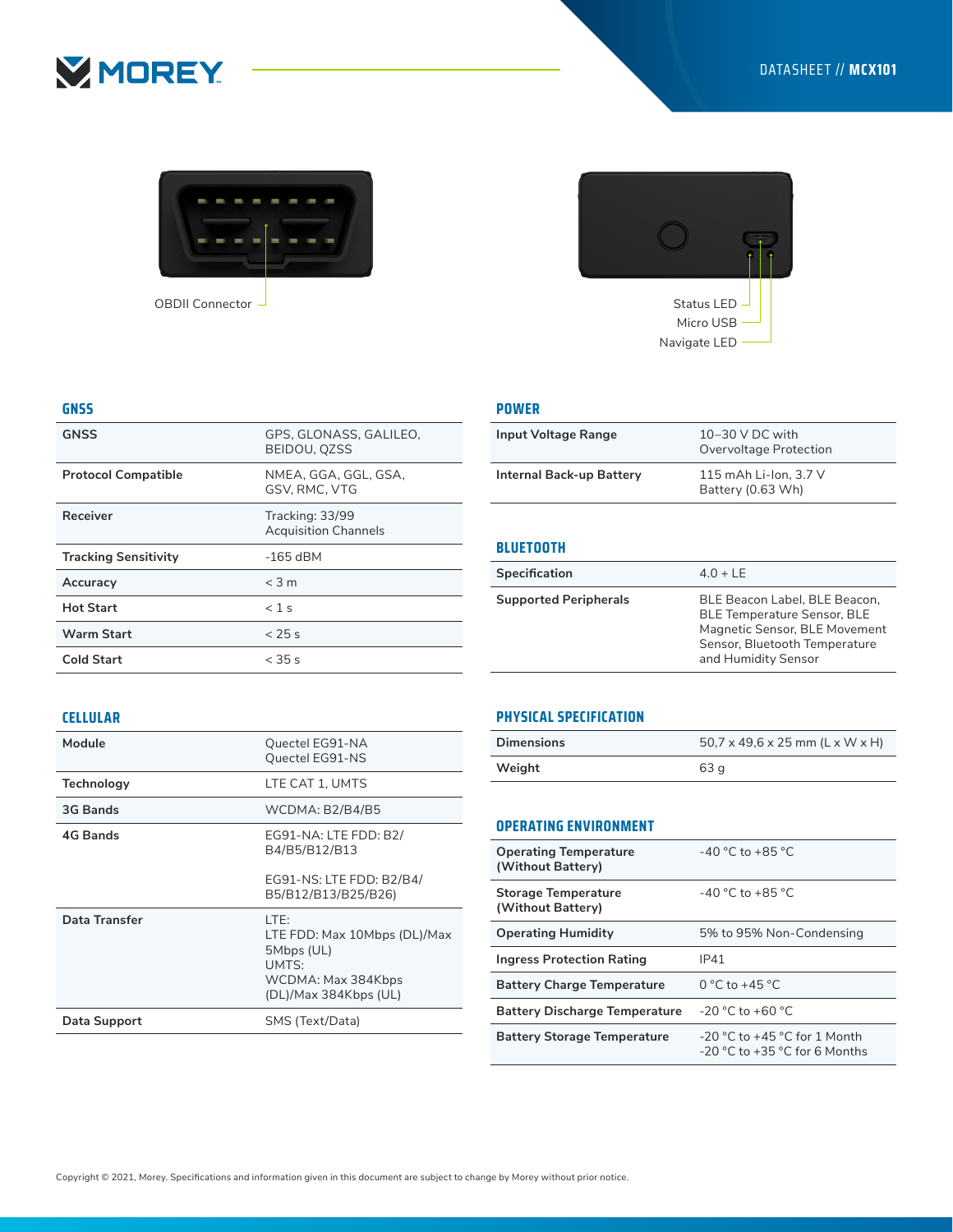# DATASHEET // MCX101

OBDII Connector

Status LED
Micro USB
Navigate LED

## GNSS

| GNSS | GPS, GLONASS, GALILEO, BEIDOU, QZSS |
|---|---|
| Protocol Compatible | NMEA, GGA, GGL, GSA, GSV, RMC, VTG |
| Receiver | Tracking: 33/99 Acquisition Channels |
| Tracking Sensitivity | -165 dBM |
| Accuracy | < 3 m |
| Hot Start | < 1 s |
| Warm Start | < 25 s |
| Cold Start | < 35 s |

## CELLULAR

| Module | Quectel EG91-NA<br>Quectel EG91-NS |
|---|---|
| Technology | LTE CAT 1, UMTS |
| 3G Bands | WCDMA: B2/B4/B5 |
| 4G Bands | EG91-NA: LTE FDD: B2/B4/B5/B12/B13<br><br>EG91-NS: LTE FDD: B2/B4/B5/B12/B13/B25/B26) |
| Data Transfer | LTE:<br>LTE FDD: Max 10Mbps (DL)/Max 5Mbps (UL)<br>UMTS:<br>WCDMA: Max 384Kbps (DL)/Max 384Kbps (UL) |
| Data Support | SMS (Text/Data) |

## POWER

| Input Voltage Range | 10–30 V DC with Overvoltage Protection |
|---|---|
| Internal Back-up Battery | 115 mAh Li-Ion, 3.7 V Battery (0.63 Wh) |

## BLUETOOTH

| Specification | 4.0 + LE |
|---|---|
| Supported Peripherals | BLE Beacon Label, BLE Beacon, BLE Temperature Sensor, BLE Magnetic Sensor, BLE Movement Sensor, Bluetooth Temperature and Humidity Sensor |

## PHYSICAL SPECIFICATION

| Dimensions | 50,7 x 49,6 x 25 mm (L x W x H) |
|---|---|
| Weight | 63 g |

## OPERATING ENVIRONMENT

| Operating Temperature (Without Battery) | -40 °C to +85 °C |
|---|---|
| Storage Temperature (Without Battery) | -40 °C to +85 °C |
| Operating Humidity | 5% to 95% Non-Condensing |
| Ingress Protection Rating | IP41 |
| Battery Charge Temperature | 0 °C to +45 °C |
| Battery Discharge Temperature | -20 °C to +60 °C |
| Battery Storage Temperature | -20 °C to +45 °C for 1 Month<br>-20 °C to +35 °C for 6 Months |

Copyright © 2021, Morey. Specifications and information given in this document are subject to change by Morey without prior notice.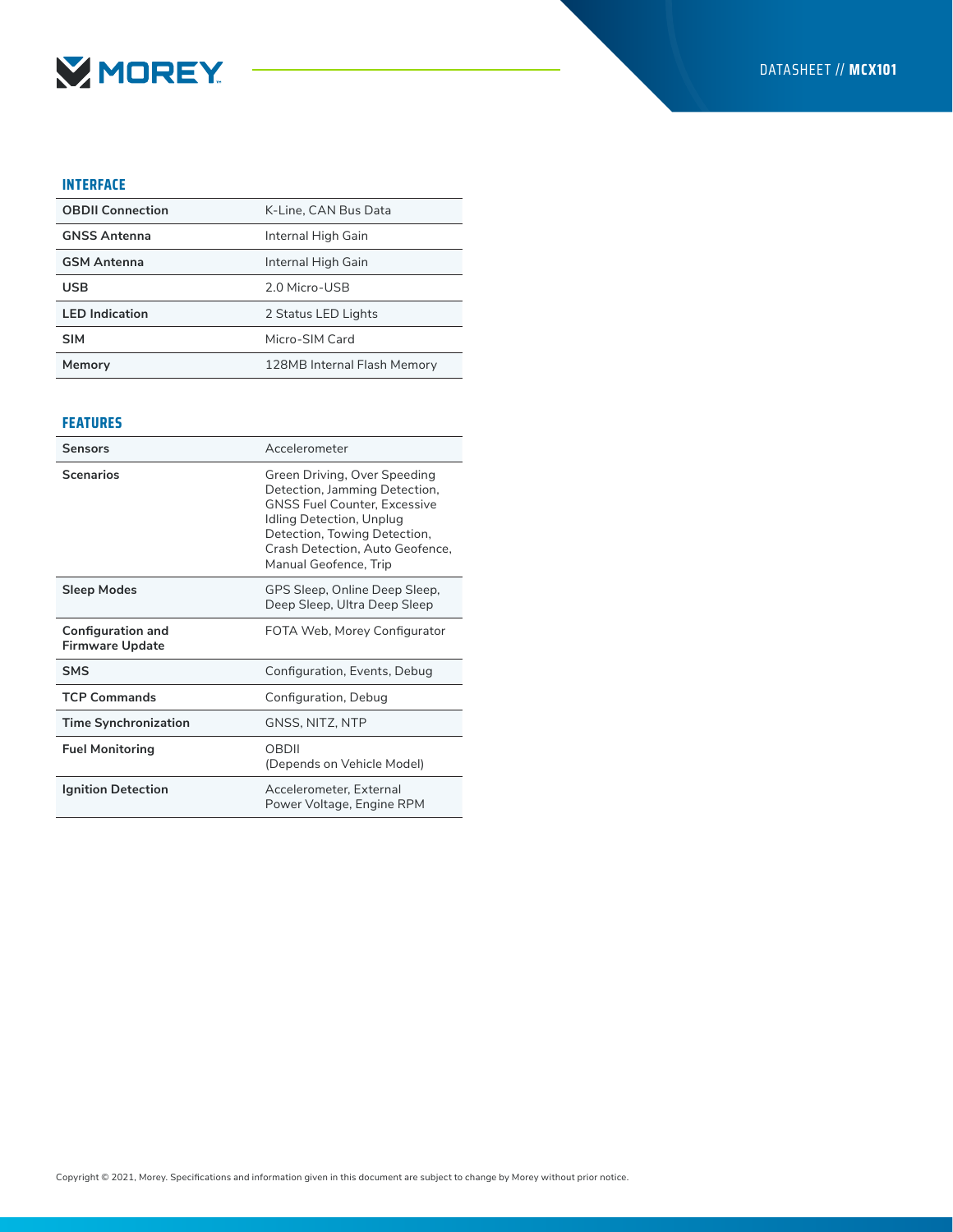## INTERFACE

| | |
|---|---|
| **OBDII Connection** | K-Line, CAN Bus Data |
| **GNSS Antenna** | Internal High Gain |
| **GSM Antenna** | Internal High Gain |
| **USB** | 2.0 Micro-USB |
| **LED Indication** | 2 Status LED Lights |
| **SIM** | Micro-SIM Card |
| **Memory** | 128MB Internal Flash Memory |

## FEATURES

| | |
|---|---|
| **Sensors** | Accelerometer |
| **Scenarios** | Green Driving, Over Speeding Detection, Jamming Detection, GNSS Fuel Counter, Excessive Idling Detection, Unplug Detection, Towing Detection, Crash Detection, Auto Geofence, Manual Geofence, Trip |
| **Sleep Modes** | GPS Sleep, Online Deep Sleep, Deep Sleep, Ultra Deep Sleep |
| **Configuration and Firmware Update** | FOTA Web, Morey Configurator |
| **SMS** | Configuration, Events, Debug |
| **TCP Commands** | Configuration, Debug |
| **Time Synchronization** | GNSS, NITZ, NTP |
| **Fuel Monitoring** | OBDII (Depends on Vehicle Model) |
| **Ignition Detection** | Accelerometer, External Power Voltage, Engine RPM |

Copyright © 2021, Morey. Specifications and information given in this document are subject to change by Morey without prior notice.